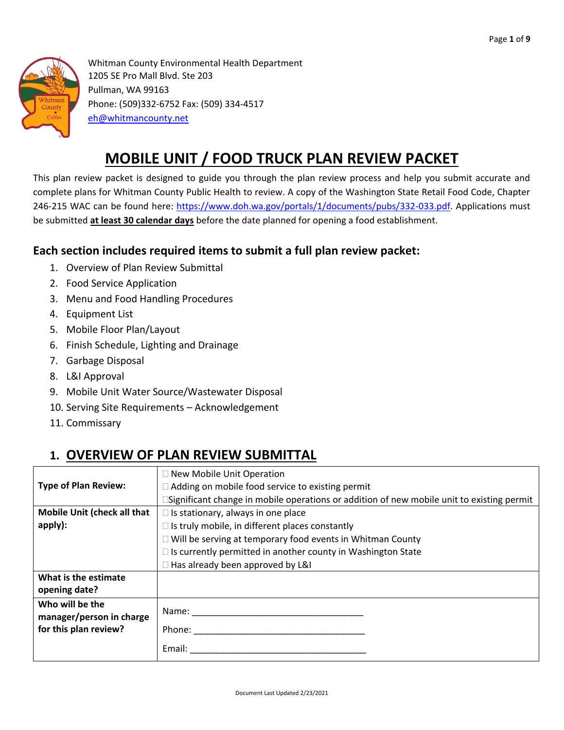Whitman County Environmental Health Department
1205 SE Pro Mall Blvd. Ste 203
Pullman, WA 99163
Phone: (509)332-6752 Fax: (509) 334-4517
eh@whitmancounty.net

# MOBILE UNIT / FOOD TRUCK PLAN REVIEW PACKET

This plan review packet is designed to guide you through the plan review process and help you submit accurate and complete plans for Whitman County Public Health to review. A copy of the Washington State Retail Food Code, Chapter 246-215 WAC can be found here: https://www.doh.wa.gov/portals/1/documents/pubs/332-033.pdf. Applications must be submitted **at least 30 calendar days** before the date planned for opening a food establishment.

## Each section includes required items to submit a full plan review packet:

1. Overview of Plan Review Submittal
2. Food Service Application
3. Menu and Food Handling Procedures
4. Equipment List
5. Mobile Floor Plan/Layout
6. Finish Schedule, Lighting and Drainage
7. Garbage Disposal
8. L&I Approval
9. Mobile Unit Water Source/Wastewater Disposal
10. Serving Site Requirements – Acknowledgement
11. Commissary

## 1. OVERVIEW OF PLAN REVIEW SUBMITTAL

| | |
|---|---|
| **Type of Plan Review:** | ☐ New Mobile Unit Operation<br>☐ Adding on mobile food service to existing permit<br>☐ Significant change in mobile operations or addition of new mobile unit to existing permit |
| **Mobile Unit (check all that apply):** | ☐ Is stationary, always in one place<br>☐ Is truly mobile, in different places constantly<br>☐ Will be serving at temporary food events in Whitman County<br>☐ Is currently permitted in another county in Washington State<br>☐ Has already been approved by L&I |
| **What is the estimate opening date?** | |
| **Who will be the manager/person in charge for this plan review?** | Name: ____________________________________<br>Phone: ____________________________________<br>Email: ____________________________________ |

Document Last Updated 2/23/2021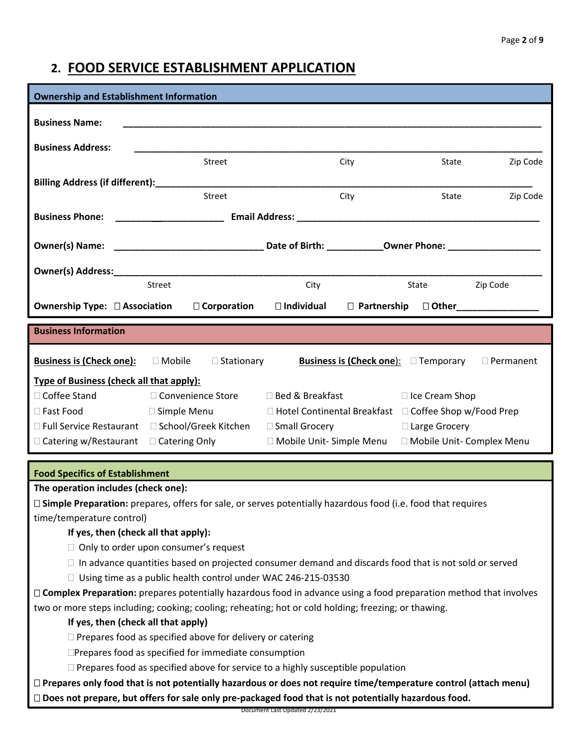## 2. FOOD SERVICE ESTABLISHMENT APPLICATION

### Ownership and Establishment Information

**Business Name:** ____________________________________________________________________________

**Business Address:** ____________________________________________________________________________
Street City State Zip Code

**Billing Address (if different):** ____________________________________________________________________
Street City State Zip Code

**Business Phone:** ____________________ **Email Address:** ____________________________________________

**Owner(s) Name:** ___________________________ **Date of Birth:** __________ **Owner Phone:** _________________

**Owner(s) Address:** ____________________________________________________________________________
Street City State Zip Code

**Ownership Type:** ☐ **Association** ☐ **Corporation** ☐ **Individual** ☐ **Partnership** ☐ **Other**_______________

### Business Information

**Business is (Check one):** ☐ Mobile ☐ Stationary **Business is (Check one):** ☐ Temporary ☐ Permanent

**Type of Business (check all that apply):**

| | | | |
|---|---|---|---|
| ☐ Coffee Stand | ☐ Convenience Store | ☐ Bed & Breakfast | ☐ Ice Cream Shop |
| ☐ Fast Food | ☐ Simple Menu | ☐ Hotel Continental Breakfast | ☐ Coffee Shop w/Food Prep |
| ☐ Full Service Restaurant | ☐ School/Greek Kitchen | ☐ Small Grocery | ☐ Large Grocery |
| ☐ Catering w/Restaurant | ☐ Catering Only | ☐ Mobile Unit- Simple Menu | ☐ Mobile Unit- Complex Menu |

### Food Specifics of Establishment

**The operation includes (check one):**

☐ **Simple Preparation:** prepares, offers for sale, or serves potentially hazardous food (i.e. food that requires time/temperature control)

**If yes, then (check all that apply):**

- ☐ Only to order upon consumer's request
- ☐ In advance quantities based on projected consumer demand and discards food that is not sold or served
- ☐ Using time as a public health control under WAC 246-215-03530

☐ **Complex Preparation:** prepares potentially hazardous food in advance using a food preparation method that involves two or more steps including; cooking; cooling; reheating; hot or cold holding; freezing; or thawing.

**If yes, then (check all that apply)**

- ☐ Prepares food as specified above for delivery or catering
- ☐ Prepares food as specified for immediate consumption
- ☐ Prepares food as specified above for service to a highly susceptible population

☐ **Prepares only food that is not potentially hazardous or does not require time/temperature control (attach menu)**

☐ **Does not prepare, but offers for sale only pre-packaged food that is not potentially hazardous food.**

Document Last Updated 2/23/2021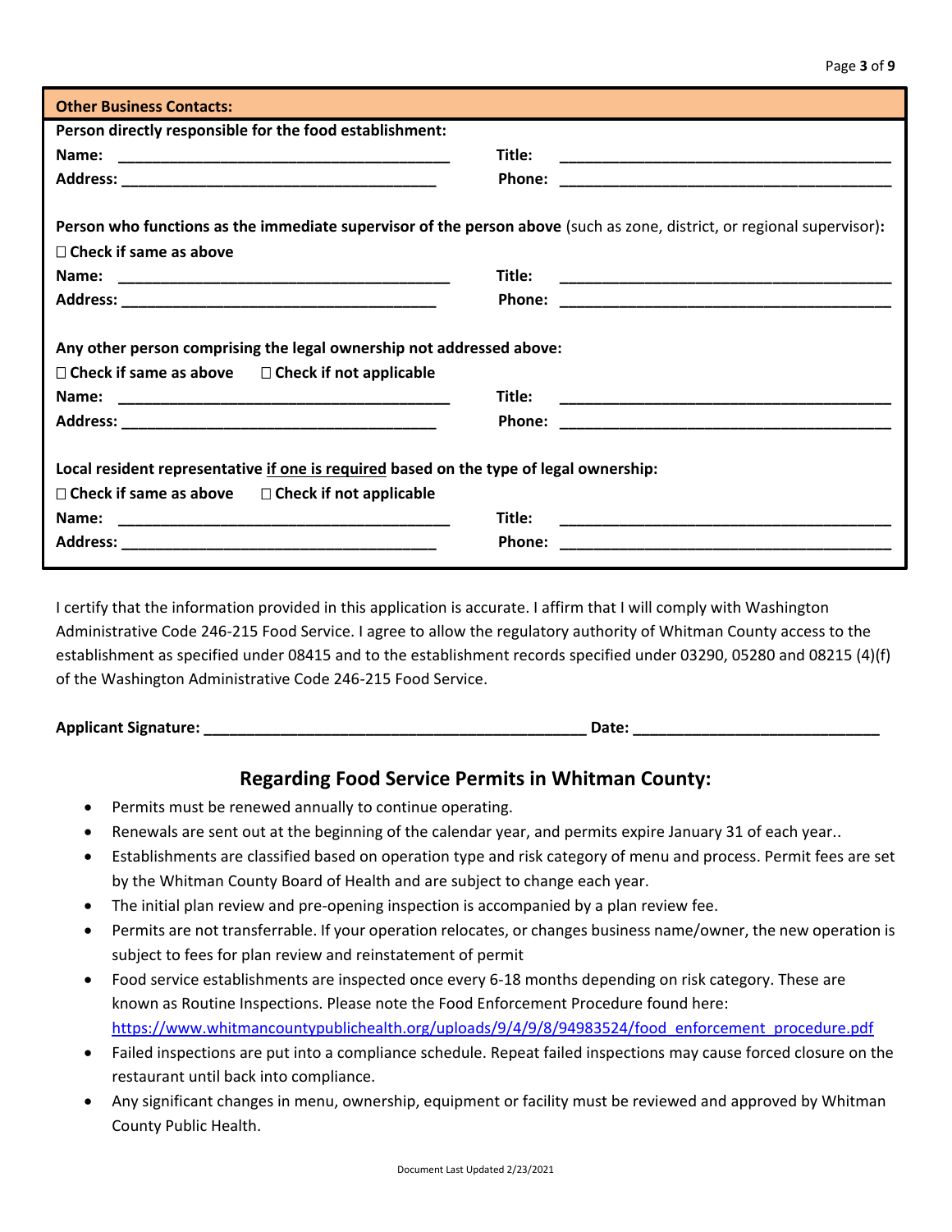**Other Business Contacts:**

**Person directly responsible for the food establishment:**

**Name:** ________________________________________ **Title:** ________________________________________

**Address:** ______________________________________ **Phone:** ________________________________________

**Person who functions as the immediate supervisor of the person above** (such as zone, district, or regional supervisor)**:**

☐ **Check if same as above**

**Name:** ________________________________________ **Title:** ________________________________________

**Address:** ______________________________________ **Phone:** ________________________________________

**Any other person comprising the legal ownership not addressed above:**

☐ **Check if same as above** ☐ **Check if not applicable**

**Name:** ________________________________________ **Title:** ________________________________________

**Address:** ______________________________________ **Phone:** ________________________________________

**Local resident representative if one is required based on the type of legal ownership:**

☐ **Check if same as above** ☐ **Check if not applicable**

**Name:** ________________________________________ **Title:** ________________________________________

**Address:** ______________________________________ **Phone:** ________________________________________

I certify that the information provided in this application is accurate. I affirm that I will comply with Washington Administrative Code 246-215 Food Service. I agree to allow the regulatory authority of Whitman County access to the establishment as specified under 08415 and to the establishment records specified under 03290, 05280 and 08215 (4)(f) of the Washington Administrative Code 246-215 Food Service.

**Applicant Signature:** ______________________________________________ **Date:** _____________________________

## Regarding Food Service Permits in Whitman County:

- Permits must be renewed annually to continue operating.
- Renewals are sent out at the beginning of the calendar year, and permits expire January 31 of each year..
- Establishments are classified based on operation type and risk category of menu and process. Permit fees are set by the Whitman County Board of Health and are subject to change each year.
- The initial plan review and pre-opening inspection is accompanied by a plan review fee.
- Permits are not transferrable. If your operation relocates, or changes business name/owner, the new operation is subject to fees for plan review and reinstatement of permit
- Food service establishments are inspected once every 6-18 months depending on risk category. These are known as Routine Inspections. Please note the Food Enforcement Procedure found here: https://www.whitmancountypublichealth.org/uploads/9/4/9/8/94983524/food_enforcement_procedure.pdf
- Failed inspections are put into a compliance schedule. Repeat failed inspections may cause forced closure on the restaurant until back into compliance.
- Any significant changes in menu, ownership, equipment or facility must be reviewed and approved by Whitman County Public Health.

Document Last Updated 2/23/2021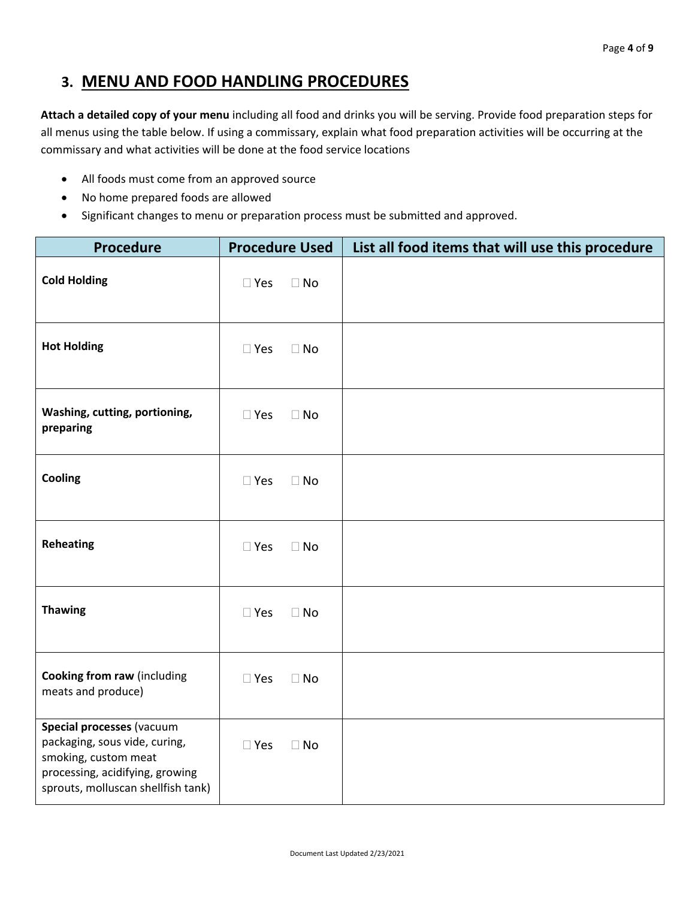## 3. MENU AND FOOD HANDLING PROCEDURES

**Attach a detailed copy of your menu** including all food and drinks you will be serving. Provide food preparation steps for all menus using the table below. If using a commissary, explain what food preparation activities will be occurring at the commissary and what activities will be done at the food service locations

- All foods must come from an approved source
- No home prepared foods are allowed
- Significant changes to menu or preparation process must be submitted and approved.

| Procedure | Procedure Used | List all food items that will use this procedure |
|---|---|---|
| **Cold Holding** | ☐ Yes ☐ No | |
| **Hot Holding** | ☐ Yes ☐ No | |
| **Washing, cutting, portioning, preparing** | ☐ Yes ☐ No | |
| **Cooling** | ☐ Yes ☐ No | |
| **Reheating** | ☐ Yes ☐ No | |
| **Thawing** | ☐ Yes ☐ No | |
| **Cooking from raw** (including meats and produce) | ☐ Yes ☐ No | |
| **Special processes** (vacuum packaging, sous vide, curing, smoking, custom meat processing, acidifying, growing sprouts, molluscan shellfish tank) | ☐ Yes ☐ No | |

Document Last Updated 2/23/2021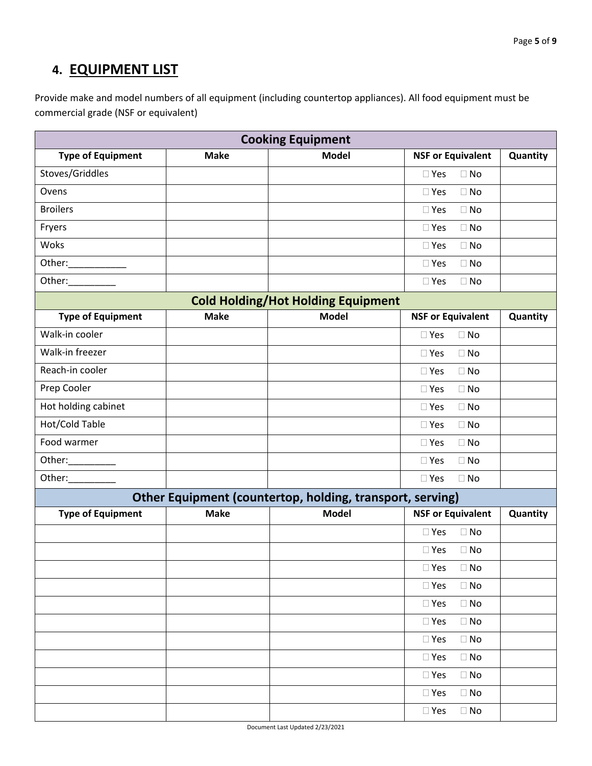## 4. EQUIPMENT LIST

Provide make and model numbers of all equipment (including countertop appliances). All food equipment must be commercial grade (NSF or equivalent)

| Cooking Equipment | | | | |
|---|---|---|---|---|
| **Type of Equipment** | **Make** | **Model** | **NSF or Equivalent** | **Quantity** |
| Stoves/Griddles | | | ☐ Yes ☐ No | |
| Ovens | | | ☐ Yes ☐ No | |
| Broilers | | | ☐ Yes ☐ No | |
| Fryers | | | ☐ Yes ☐ No | |
| Woks | | | ☐ Yes ☐ No | |
| Other:___________ | | | ☐ Yes ☐ No | |
| Other:_________ | | | ☐ Yes ☐ No | |
| **Cold Holding/Hot Holding Equipment** | | | | |
| **Type of Equipment** | **Make** | **Model** | **NSF or Equivalent** | **Quantity** |
| Walk-in cooler | | | ☐ Yes ☐ No | |
| Walk-in freezer | | | ☐ Yes ☐ No | |
| Reach-in cooler | | | ☐ Yes ☐ No | |
| Prep Cooler | | | ☐ Yes ☐ No | |
| Hot holding cabinet | | | ☐ Yes ☐ No | |
| Hot/Cold Table | | | ☐ Yes ☐ No | |
| Food warmer | | | ☐ Yes ☐ No | |
| Other:_________ | | | ☐ Yes ☐ No | |
| Other:_________ | | | ☐ Yes ☐ No | |
| **Other Equipment (countertop, holding, transport, serving)** | | | | |
| **Type of Equipment** | **Make** | **Model** | **NSF or Equivalent** | **Quantity** |
| | | | ☐ Yes ☐ No | |
| | | | ☐ Yes ☐ No | |
| | | | ☐ Yes ☐ No | |
| | | | ☐ Yes ☐ No | |
| | | | ☐ Yes ☐ No | |
| | | | ☐ Yes ☐ No | |
| | | | ☐ Yes ☐ No | |
| | | | ☐ Yes ☐ No | |
| | | | ☐ Yes ☐ No | |
| | | | ☐ Yes ☐ No | |
| | | | ☐ Yes ☐ No | |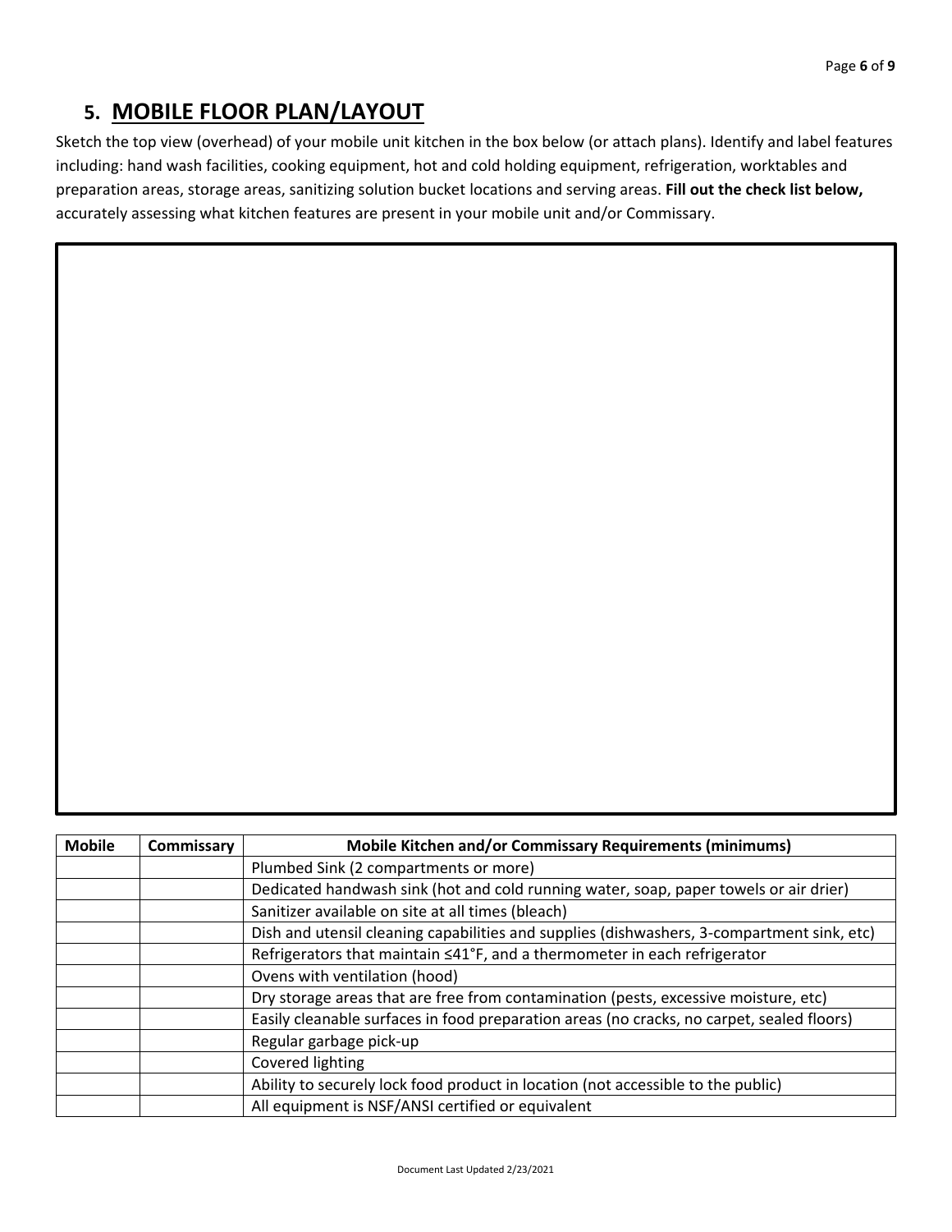## 5. MOBILE FLOOR PLAN/LAYOUT

Sketch the top view (overhead) of your mobile unit kitchen in the box below (or attach plans). Identify and label features including: hand wash facilities, cooking equipment, hot and cold holding equipment, refrigeration, worktables and preparation areas, storage areas, sanitizing solution bucket locations and serving areas. **Fill out the check list below,** accurately assessing what kitchen features are present in your mobile unit and/or Commissary.

| Mobile | Commissary | Mobile Kitchen and/or Commissary Requirements (minimums) |
| --- | --- | --- |
| | | Plumbed Sink (2 compartments or more) |
| | | Dedicated handwash sink (hot and cold running water, soap, paper towels or air drier) |
| | | Sanitizer available on site at all times (bleach) |
| | | Dish and utensil cleaning capabilities and supplies (dishwashers, 3-compartment sink, etc) |
| | | Refrigerators that maintain ≤41°F, and a thermometer in each refrigerator |
| | | Ovens with ventilation (hood) |
| | | Dry storage areas that are free from contamination (pests, excessive moisture, etc) |
| | | Easily cleanable surfaces in food preparation areas (no cracks, no carpet, sealed floors) |
| | | Regular garbage pick-up |
| | | Covered lighting |
| | | Ability to securely lock food product in location (not accessible to the public) |
| | | All equipment is NSF/ANSI certified or equivalent |

Document Last Updated 2/23/2021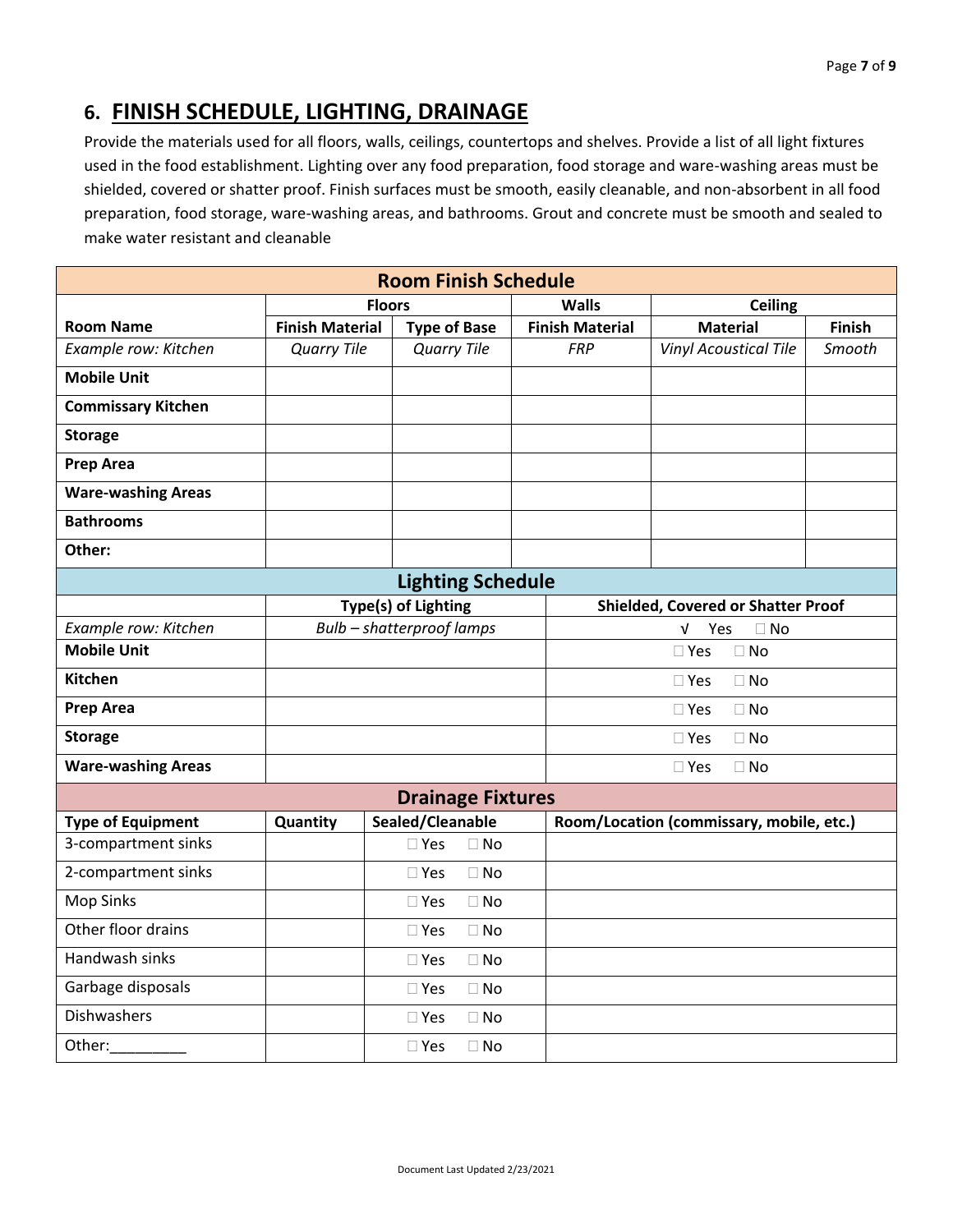## 6. FINISH SCHEDULE, LIGHTING, DRAINAGE

Provide the materials used for all floors, walls, ceilings, countertops and shelves. Provide a list of all light fixtures used in the food establishment. Lighting over any food preparation, food storage and ware-washing areas must be shielded, covered or shatter proof. Finish surfaces must be smooth, easily cleanable, and non-absorbent in all food preparation, food storage, ware-washing areas, and bathrooms. Grout and concrete must be smooth and sealed to make water resistant and cleanable

**Room Finish Schedule**

| | Floors | | Walls | Ceiling | |
|---|---|---|---|---|---|
| **Room Name** | **Finish Material** | **Type of Base** | **Finish Material** | **Material** | **Finish** |
| *Example row: Kitchen* | *Quarry Tile* | *Quarry Tile* | *FRP* | *Vinyl Acoustical Tile* | *Smooth* |
| **Mobile Unit** | | | | | |
| **Commissary Kitchen** | | | | | |
| **Storage** | | | | | |
| **Prep Area** | | | | | |
| **Ware-washing Areas** | | | | | |
| **Bathrooms** | | | | | |
| **Other:** | | | | | |

**Lighting Schedule**

| | Type(s) of Lighting | Shielded, Covered or Shatter Proof |
|---|---|---|
| *Example row: Kitchen* | *Bulb – shatterproof lamps* | √ Yes ☐ No |
| **Mobile Unit** | | ☐ Yes ☐ No |
| **Kitchen** | | ☐ Yes ☐ No |
| **Prep Area** | | ☐ Yes ☐ No |
| **Storage** | | ☐ Yes ☐ No |
| **Ware-washing Areas** | | ☐ Yes ☐ No |

**Drainage Fixtures**

| Type of Equipment | Quantity | Sealed/Cleanable | Room/Location (commissary, mobile, etc.) |
|---|---|---|---|
| 3-compartment sinks | | ☐ Yes ☐ No | |
| 2-compartment sinks | | ☐ Yes ☐ No | |
| Mop Sinks | | ☐ Yes ☐ No | |
| Other floor drains | | ☐ Yes ☐ No | |
| Handwash sinks | | ☐ Yes ☐ No | |
| Garbage disposals | | ☐ Yes ☐ No | |
| Dishwashers | | ☐ Yes ☐ No | |
| Other:_________ | | ☐ Yes ☐ No | |

Document Last Updated 2/23/2021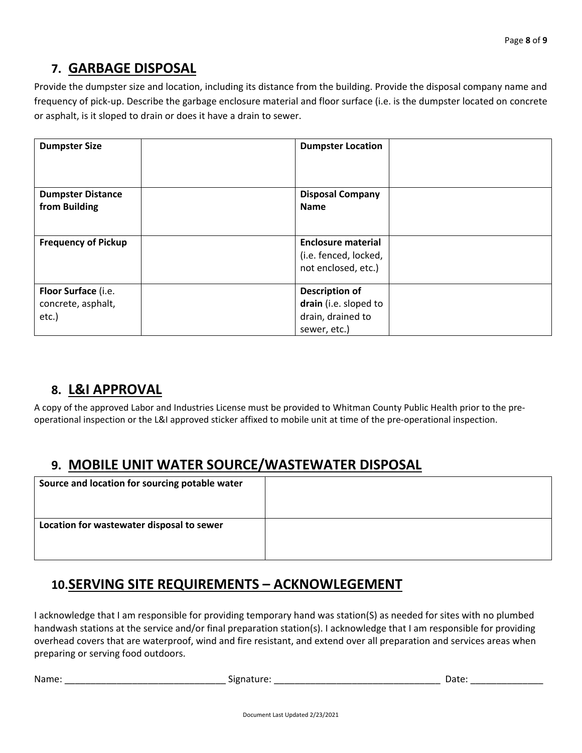## 7. GARBAGE DISPOSAL

Provide the dumpster size and location, including its distance from the building. Provide the disposal company name and frequency of pick-up. Describe the garbage enclosure material and floor surface (i.e. is the dumpster located on concrete or asphalt, is it sloped to drain or does it have a drain to sewer.

| | | | |
|---|---|---|---|
| **Dumpster Size** | | **Dumpster Location** | |
| **Dumpster Distance from Building** | | **Disposal Company Name** | |
| **Frequency of Pickup** | | **Enclosure material** (i.e. fenced, locked, not enclosed, etc.) | |
| **Floor Surface** (i.e. concrete, asphalt, etc.) | | **Description of drain** (i.e. sloped to drain, drained to sewer, etc.) | |

## 8. L&I APPROVAL

A copy of the approved Labor and Industries License must be provided to Whitman County Public Health prior to the pre-operational inspection or the L&I approved sticker affixed to mobile unit at time of the pre-operational inspection.

## 9. MOBILE UNIT WATER SOURCE/WASTEWATER DISPOSAL

| | |
|---|---|
| **Source and location for sourcing potable water** | |
| **Location for wastewater disposal to sewer** | |

## 10. SERVING SITE REQUIREMENTS – ACKNOWLEGEMENT

I acknowledge that I am responsible for providing temporary hand was station(S) as needed for sites with no plumbed handwash stations at the service and/or final preparation station(s). I acknowledge that I am responsible for providing overhead covers that are waterproof, wind and fire resistant, and extend over all preparation and services areas when preparing or serving food outdoors.

Name: ______________________________ Signature: ________________________________ Date: ______________

Document Last Updated 2/23/2021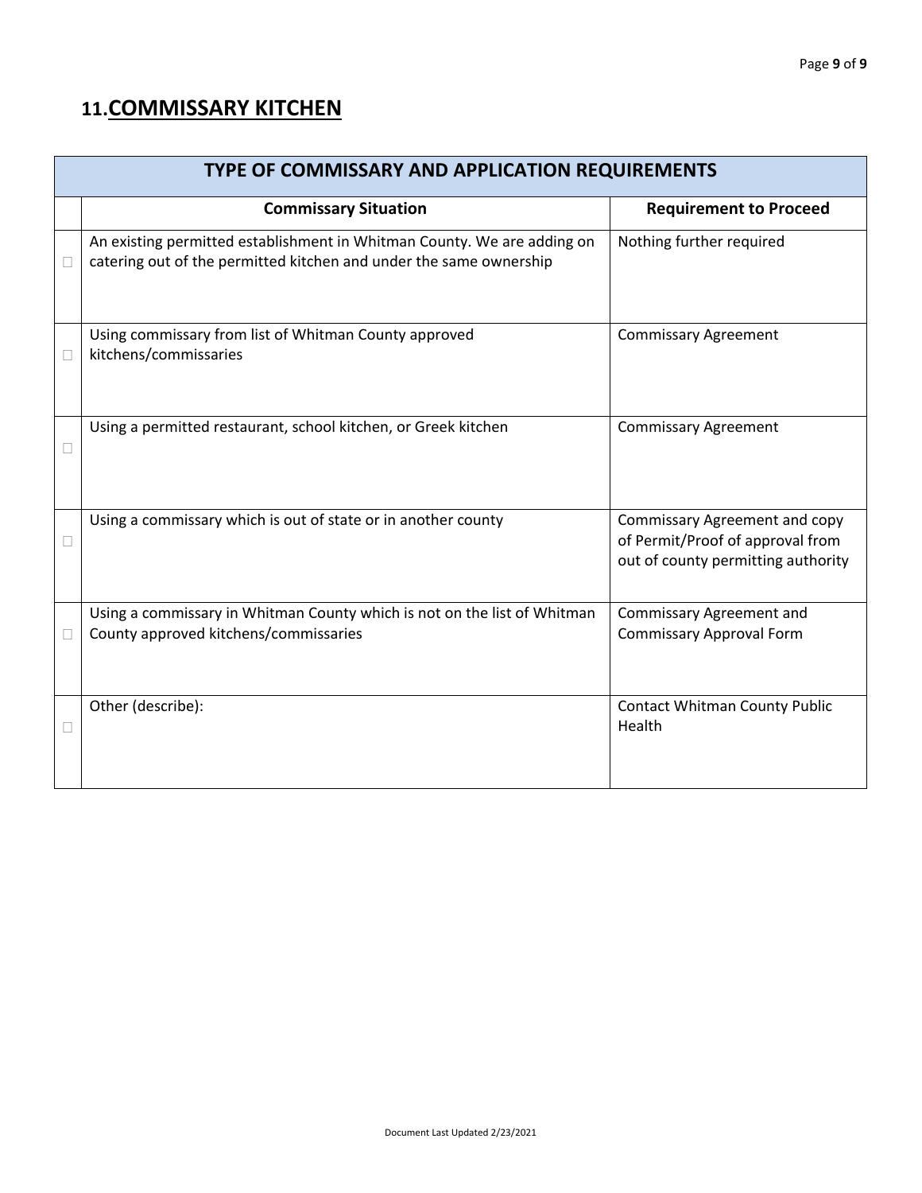# 11. COMMISSARY KITCHEN

| TYPE OF COMMISSARY AND APPLICATION REQUIREMENTS | | |
|---|---|---|
| | **Commissary Situation** | **Requirement to Proceed** |
| ☐ | An existing permitted establishment in Whitman County. We are adding on catering out of the permitted kitchen and under the same ownership | Nothing further required |
| ☐ | Using commissary from list of Whitman County approved kitchens/commissaries | Commissary Agreement |
| ☐ | Using a permitted restaurant, school kitchen, or Greek kitchen | Commissary Agreement |
| ☐ | Using a commissary which is out of state or in another county | Commissary Agreement and copy of Permit/Proof of approval from out of county permitting authority |
| ☐ | Using a commissary in Whitman County which is not on the list of Whitman County approved kitchens/commissaries | Commissary Agreement and Commissary Approval Form |
| ☐ | Other (describe): | Contact Whitman County Public Health |

Document Last Updated 2/23/2021